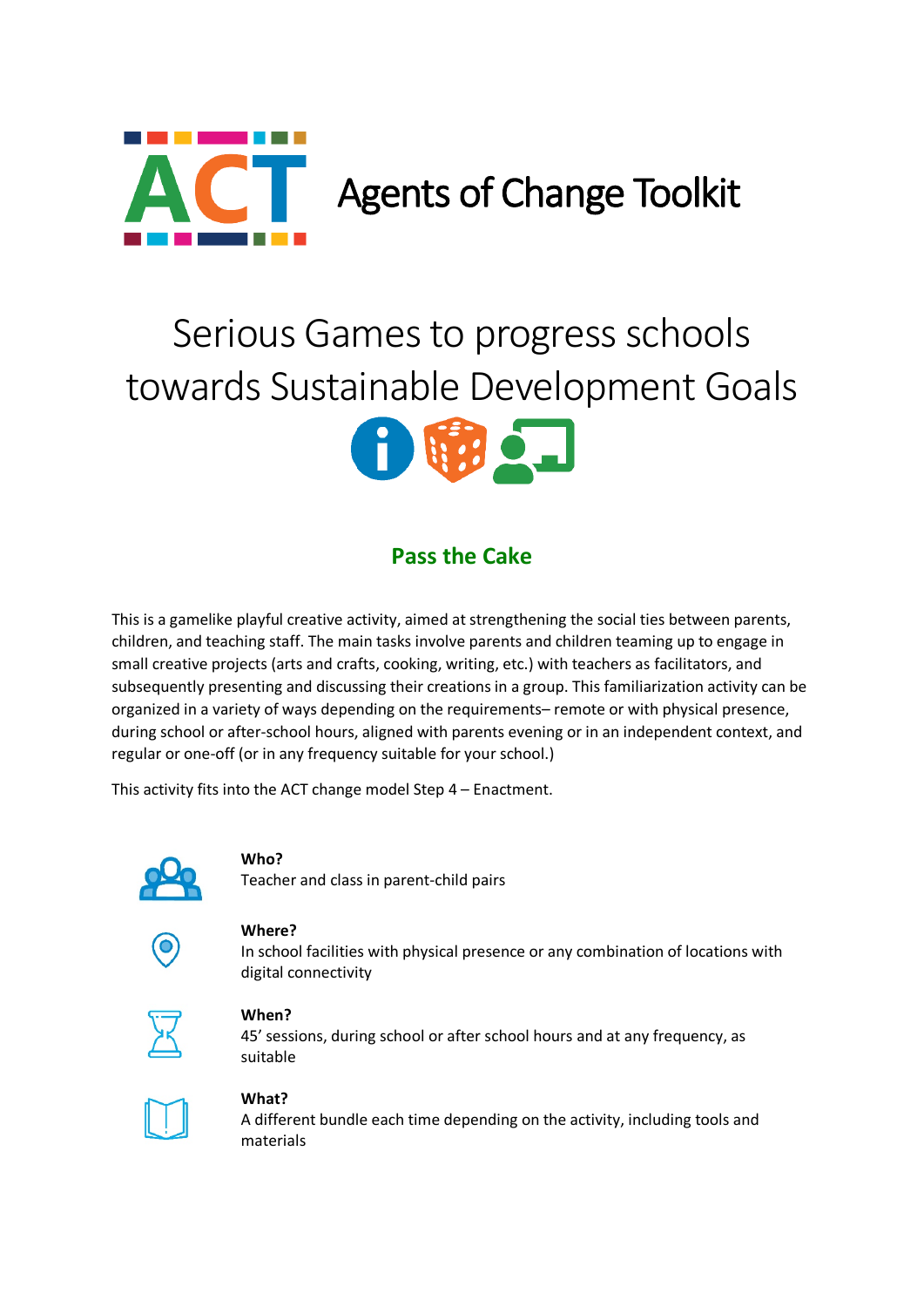# ACT Agents of Change Toolkit

## Serious Games to progress schools towards Sustainable Development Goals

### Pass the Cake

This is a gamelike playful creative activity, aimed at strengthening the social ties between parents, children, and teaching staff. The main tasks involve parents and children teaming up to engage in small creative projects (arts and crafts, cooking, writing, etc.) with teachers as facilitators, and subsequently presenting and discussing their creations in a group. This familiarization activity can be organized in a variety of ways depending on the requirements– remote or with physical presence, during school or after-school hours, aligned with parents evening or in an independent context, and regular or one-off (or in any frequency suitable for your school.)

This activity fits into the ACT change model Step 4 – Enactment.

**Who?**
Teacher and class in parent-child pairs

**Where?**
In school facilities with physical presence or any combination of locations with digital connectivity

**When?**
45' sessions, during school or after school hours and at any frequency, as suitable

**What?**
A different bundle each time depending on the activity, including tools and materials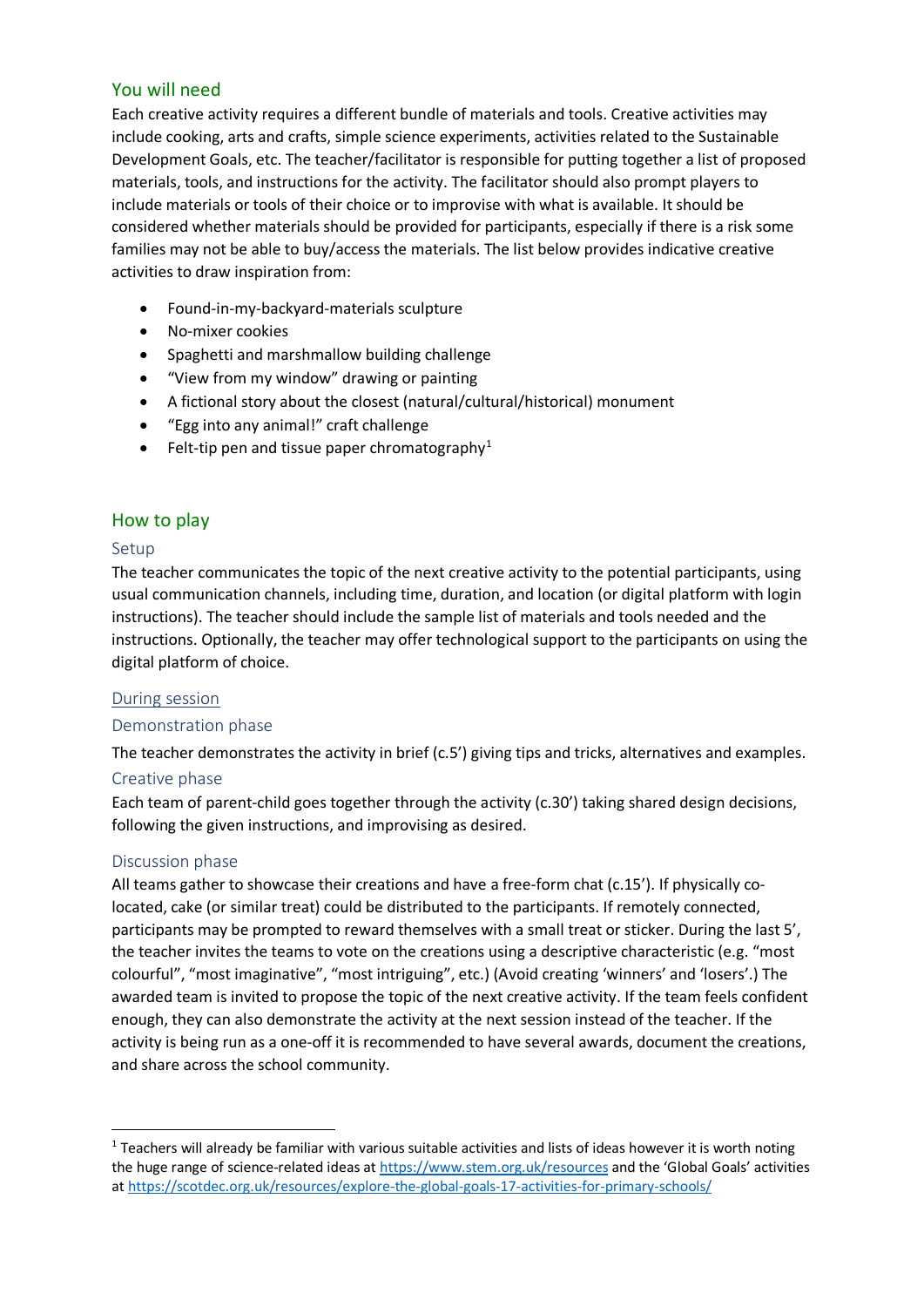## You will need

Each creative activity requires a different bundle of materials and tools. Creative activities may include cooking, arts and crafts, simple science experiments, activities related to the Sustainable Development Goals, etc. The teacher/facilitator is responsible for putting together a list of proposed materials, tools, and instructions for the activity. The facilitator should also prompt players to include materials or tools of their choice or to improvise with what is available. It should be considered whether materials should be provided for participants, especially if there is a risk some families may not be able to buy/access the materials. The list below provides indicative creative activities to draw inspiration from:

- Found-in-my-backyard-materials sculpture
- No-mixer cookies
- Spaghetti and marshmallow building challenge
- “View from my window” drawing or painting
- A fictional story about the closest (natural/cultural/historical) monument
- “Egg into any animal!” craft challenge
- Felt-tip pen and tissue paper chromatography[1]

## How to play

### Setup

The teacher communicates the topic of the next creative activity to the potential participants, using usual communication channels, including time, duration, and location (or digital platform with login instructions). The teacher should include the sample list of materials and tools needed and the instructions. Optionally, the teacher may offer technological support to the participants on using the digital platform of choice.

### During session

#### Demonstration phase

The teacher demonstrates the activity in brief (c.5’) giving tips and tricks, alternatives and examples.

#### Creative phase

Each team of parent-child goes together through the activity (c.30’) taking shared design decisions, following the given instructions, and improvising as desired.

#### Discussion phase

All teams gather to showcase their creations and have a free-form chat (c.15’). If physically co-located, cake (or similar treat) could be distributed to the participants. If remotely connected, participants may be prompted to reward themselves with a small treat or sticker. During the last 5’, the teacher invites the teams to vote on the creations using a descriptive characteristic (e.g. “most colourful”, “most imaginative”, “most intriguing”, etc.) (Avoid creating ‘winners’ and ‘losers’.) The awarded team is invited to propose the topic of the next creative activity. If the team feels confident enough, they can also demonstrate the activity at the next session instead of the teacher. If the activity is being run as a one-off it is recommended to have several awards, document the creations, and share across the school community.

---

[1] Teachers will already be familiar with various suitable activities and lists of ideas however it is worth noting the huge range of science-related ideas at https://www.stem.org.uk/resources and the ‘Global Goals’ activities at https://scotdec.org.uk/resources/explore-the-global-goals-17-activities-for-primary-schools/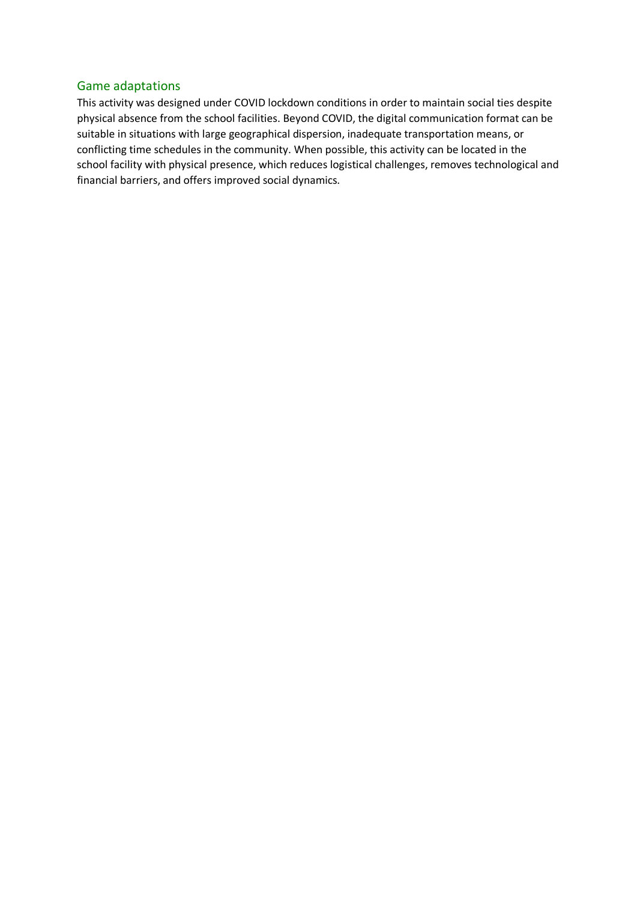## Game adaptations

This activity was designed under COVID lockdown conditions in order to maintain social ties despite physical absence from the school facilities. Beyond COVID, the digital communication format can be suitable in situations with large geographical dispersion, inadequate transportation means, or conflicting time schedules in the community. When possible, this activity can be located in the school facility with physical presence, which reduces logistical challenges, removes technological and financial barriers, and offers improved social dynamics.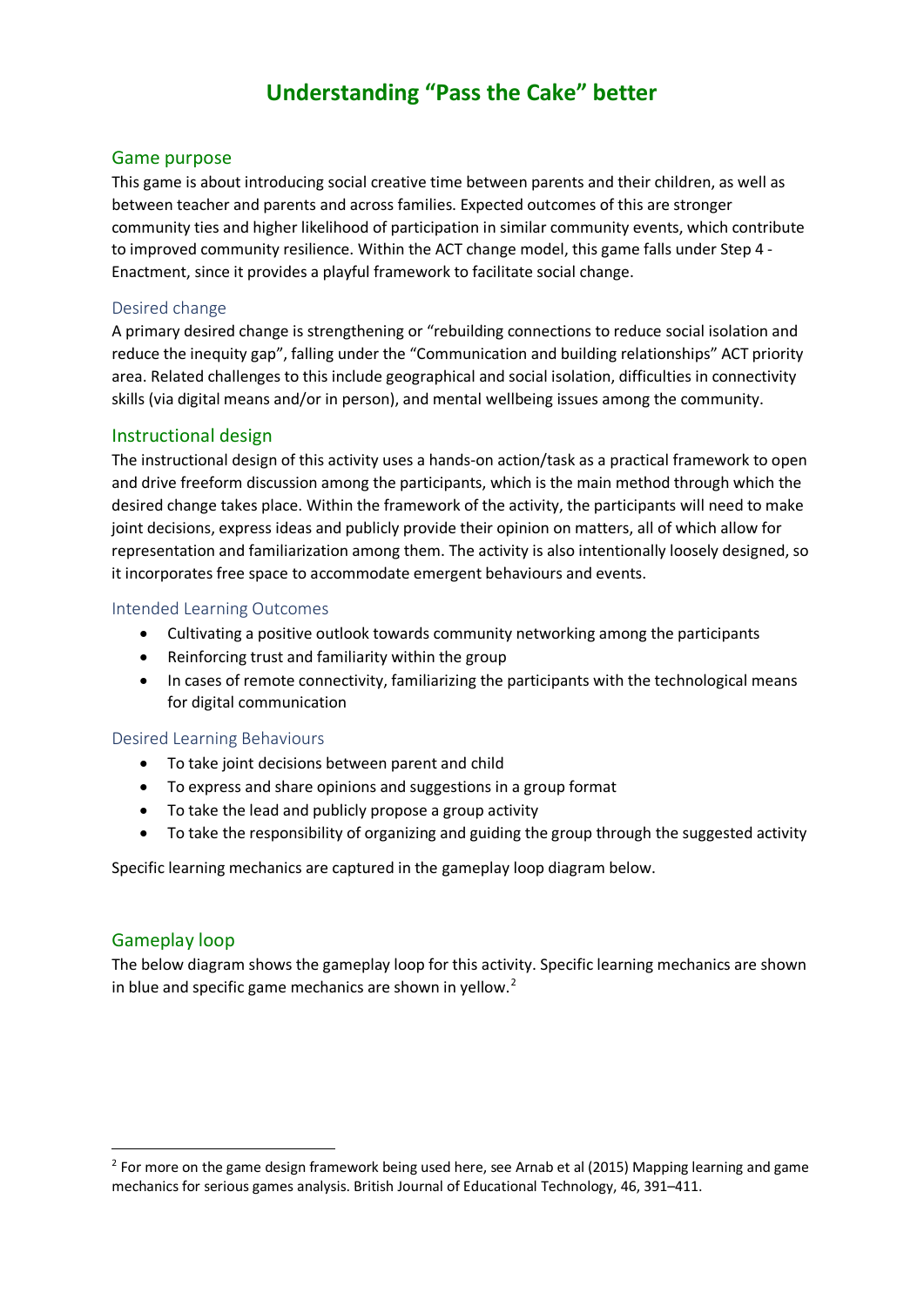# Understanding “Pass the Cake” better

## Game purpose

This game is about introducing social creative time between parents and their children, as well as between teacher and parents and across families. Expected outcomes of this are stronger community ties and higher likelihood of participation in similar community events, which contribute to improved community resilience. Within the ACT change model, this game falls under Step 4 - Enactment, since it provides a playful framework to facilitate social change.

### Desired change

A primary desired change is strengthening or “rebuilding connections to reduce social isolation and reduce the inequity gap”, falling under the “Communication and building relationships” ACT priority area. Related challenges to this include geographical and social isolation, difficulties in connectivity skills (via digital means and/or in person), and mental wellbeing issues among the community.

## Instructional design

The instructional design of this activity uses a hands-on action/task as a practical framework to open and drive freeform discussion among the participants, which is the main method through which the desired change takes place. Within the framework of the activity, the participants will need to make joint decisions, express ideas and publicly provide their opinion on matters, all of which allow for representation and familiarization among them. The activity is also intentionally loosely designed, so it incorporates free space to accommodate emergent behaviours and events.

### Intended Learning Outcomes

- Cultivating a positive outlook towards community networking among the participants
- Reinforcing trust and familiarity within the group
- In cases of remote connectivity, familiarizing the participants with the technological means for digital communication

### Desired Learning Behaviours

- To take joint decisions between parent and child
- To express and share opinions and suggestions in a group format
- To take the lead and publicly propose a group activity
- To take the responsibility of organizing and guiding the group through the suggested activity

Specific learning mechanics are captured in the gameplay loop diagram below.

## Gameplay loop

The below diagram shows the gameplay loop for this activity. Specific learning mechanics are shown in blue and specific game mechanics are shown in yellow.[2]

[2] For more on the game design framework being used here, see Arnab et al (2015) Mapping learning and game mechanics for serious games analysis. British Journal of Educational Technology, 46, 391–411.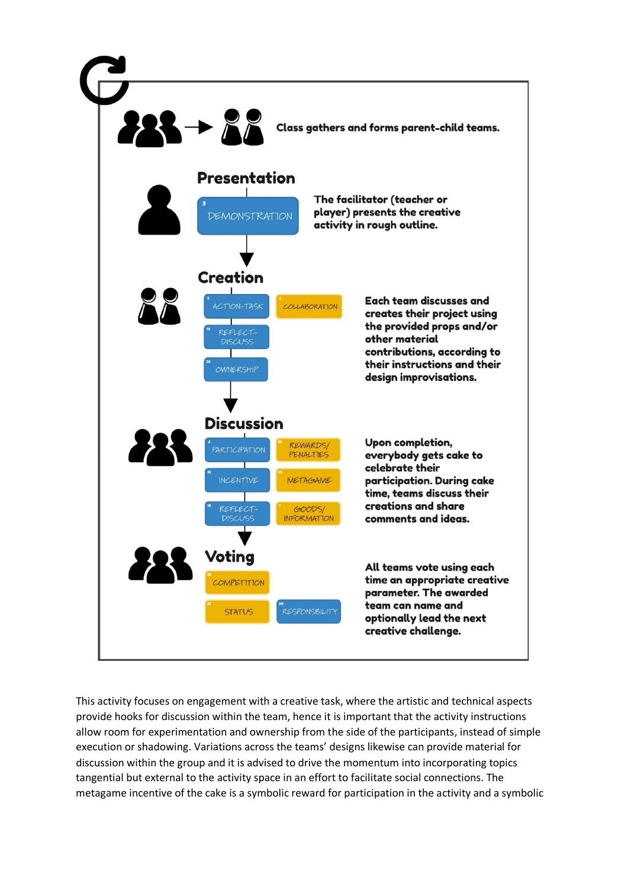Class gathers and forms parent-child teams.

**Presentation**

3 DEMONSTRATION

The facilitator (teacher or player) presents the creative activity in rough outline.

**Creation**

5 ACTION-TASK | 4 COLLABORATION

18 REFLECT-DISCUSS

25 OWNERSHIP

Each team discusses and creates their project using the provided props and/or other material contributions, according to their instructions and their design improvisations.

**Discussion**

4 PARTICIPATION | 36 REWARDS/PENALTIES

31 INCENTIVE | 26 METAGAME

18 REFLECT-DISCUSS | 7 GOODS/INFORMATION

Upon completion, everybody gets cake to celebrate their participation. During cake time, teams discuss their creations and share comments and ideas.

**Voting**

33 COMPETITION

37 STATUS | 30 RESPONSIBILITY

All teams vote using each time an appropriate creative parameter. The awarded team can name and optionally lead the next creative challenge.

This activity focuses on engagement with a creative task, where the artistic and technical aspects provide hooks for discussion within the team, hence it is important that the activity instructions allow room for experimentation and ownership from the side of the participants, instead of simple execution or shadowing. Variations across the teams' designs likewise can provide material for discussion within the group and it is advised to drive the momentum into incorporating topics tangential but external to the activity space in an effort to facilitate social connections. The metagame incentive of the cake is a symbolic reward for participation in the activity and a symbolic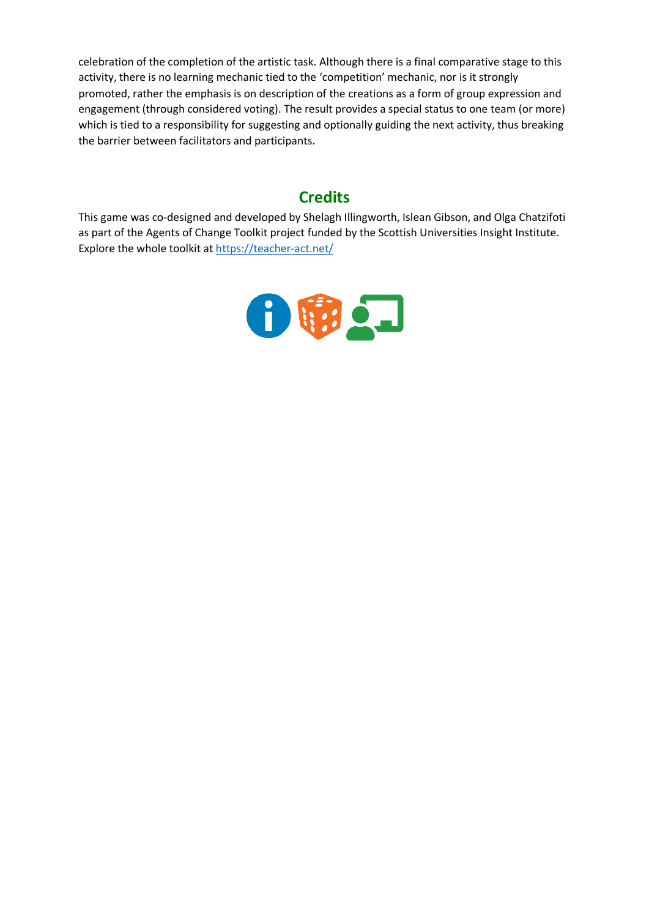celebration of the completion of the artistic task. Although there is a final comparative stage to this activity, there is no learning mechanic tied to the 'competition' mechanic, nor is it strongly promoted, rather the emphasis is on description of the creations as a form of group expression and engagement (through considered voting). The result provides a special status to one team (or more) which is tied to a responsibility for suggesting and optionally guiding the next activity, thus breaking the barrier between facilitators and participants.

## Credits

This game was co-designed and developed by Shelagh Illingworth, Islean Gibson, and Olga Chatzifoti as part of the Agents of Change Toolkit project funded by the Scottish Universities Insight Institute. Explore the whole toolkit at [https://teacher-act.net/](https://teacher-act.net/)